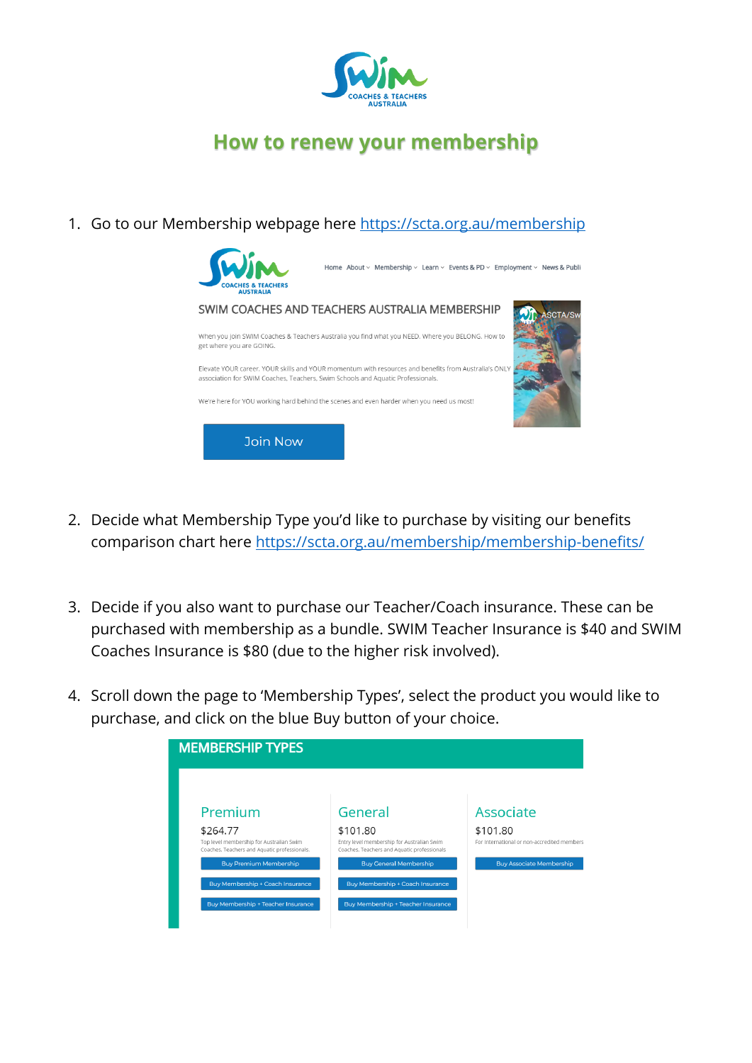# How to renew your membership

1. Go to our Membership webpage here https://scta.org.au/membership

2. Decide what Membership Type you'd like to purchase by visiting our benefits comparison chart here https://scta.org.au/membership/membership-benefits/

3. Decide if you also want to purchase our Teacher/Coach insurance. These can be purchased with membership as a bundle. SWIM Teacher Insurance is $40 and SWIM Coaches Insurance is $80 (due to the higher risk involved).

4. Scroll down the page to 'Membership Types', select the product you would like to purchase, and click on the blue Buy button of your choice.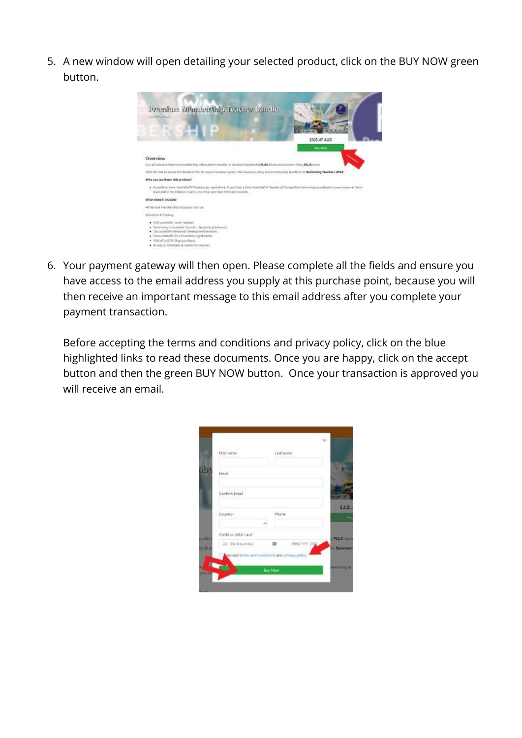5. A new window will open detailing your selected product, click on the BUY NOW green button.

6. Your payment gateway will then open. Please complete all the fields and ensure you have access to the email address you supply at this purchase point, because you will then receive an important message to this email address after you complete your payment transaction.

   Before accepting the terms and conditions and privacy policy, click on the blue highlighted links to read these documents. Once you are happy, click on the accept button and then the green BUY NOW button. Once your transaction is approved you will receive an email.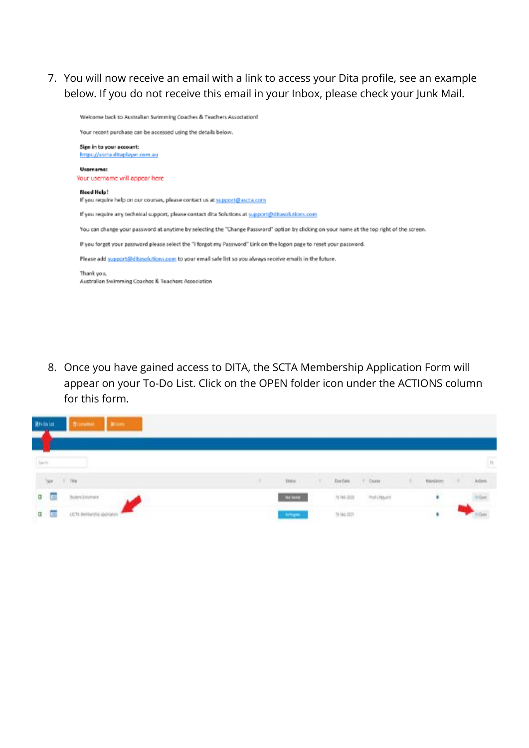7. You will now receive an email with a link to access your Dita profile, see an example below. If you do not receive this email in your Inbox, please check your Junk Mail.

Welcome back to Australian Swimming Coaches & Teachers Association!

Your recent purchase can be accessed using the details below.

**Sign in to your account:**
https://ascta.ditaplayer.com.au

**Username:**
Your username will appear here

**Need Help!**
If you require help on our courses, please contact us at support@ascta.com

If you require any technical support, please contact dita Solutions at support@ditasolutions.com

You can change your password at anytime by selecting the "Change Password" option by clicking on your name at the top right of the screen.

If you forget your password please select the "I forgot my Password" Link on the logon page to reset your password.

Please add support@ditasolutions.com to your email safe list so you always receive emails in the future.

Thank you.
Australian Swimming Coaches & Teachers Association

8. Once you have gained access to DITA, the SCTA Membership Application Form will appear on your To-Do List. Click on the OPEN folder icon under the ACTIONS column for this form.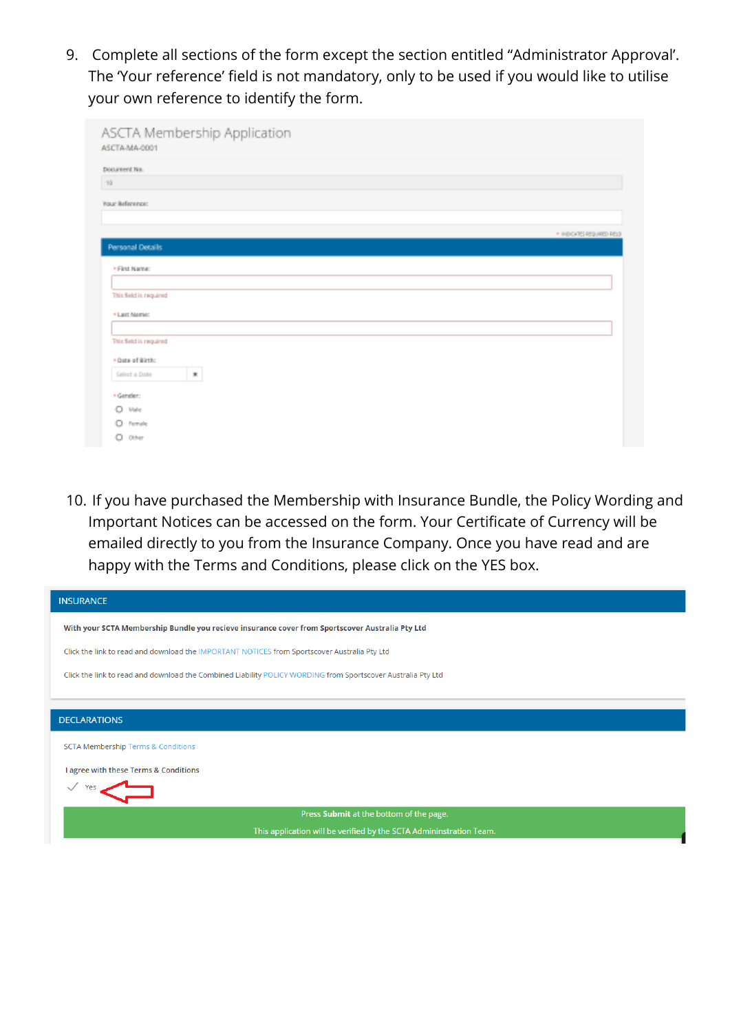9. Complete all sections of the form except the section entitled "Administrator Approval'. The 'Your reference' field is not mandatory, only to be used if you would like to utilise your own reference to identify the form.

ASCTA Membership Application
ASCTA-MA-0001

Document No.
10

Your Reference:

\* INDICATES REQUIRED FIELD

Personal Details

\* First Name:

This field is required

\* Last Name:

This field is required

\* Date of Birth:
Select a Date

\* Gender:
- Male
- Female
- Other

10. If you have purchased the Membership with Insurance Bundle, the Policy Wording and Important Notices can be accessed on the form. Your Certificate of Currency will be emailed directly to you from the Insurance Company. Once you have read and are happy with the Terms and Conditions, please click on the YES box.

INSURANCE

**With your SCTA Membership Bundle you recieve insurance cover from Sportscover Australia Pty Ltd**

Click the link to read and download the IMPORTANT NOTICES from Sportscover Australia Pty Ltd

Click the link to read and download the Combined Liability POLICY WORDING from Sportscover Australia Pty Ltd

DECLARATIONS

SCTA Membership Terms & Conditions

I agree with these Terms & Conditions

✓ Yes

Press **Submit** at the bottom of the page.

This application will be verified by the SCTA Admininstration Team.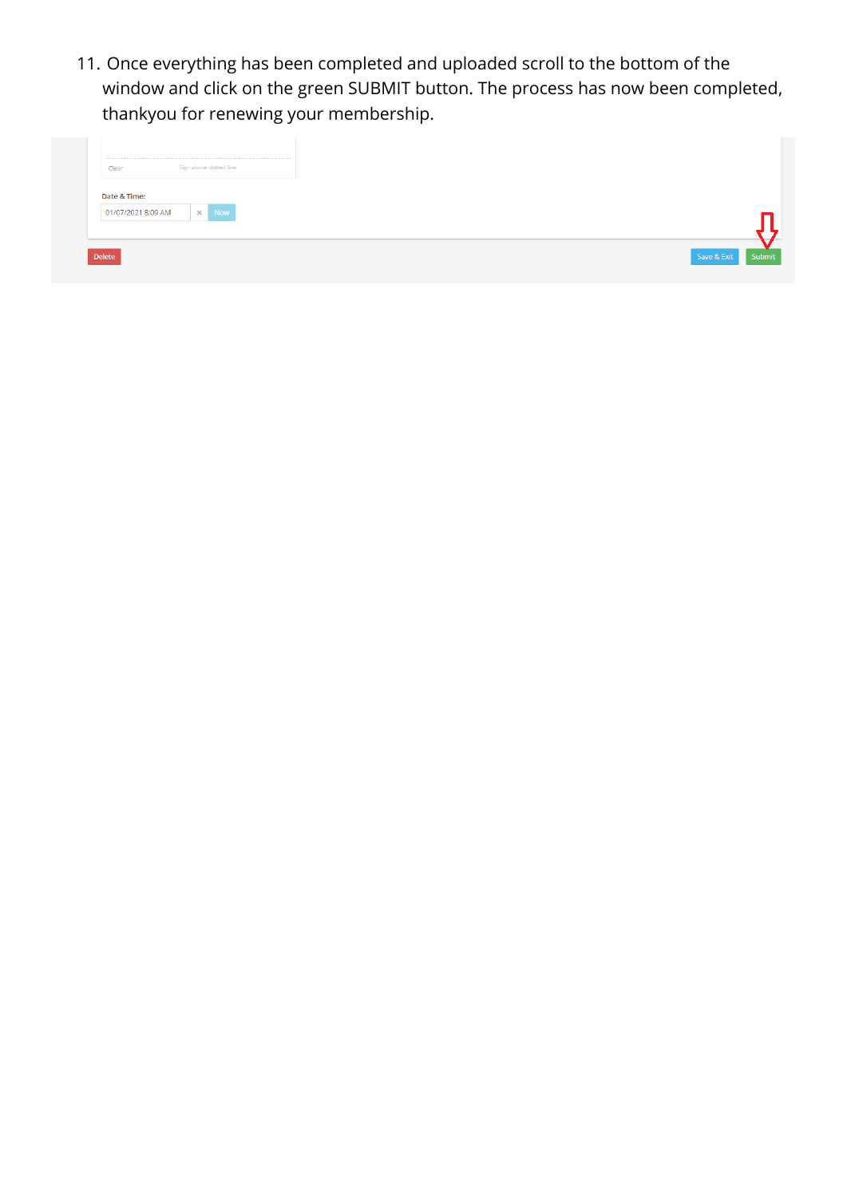11. Once everything has been completed and uploaded scroll to the bottom of the window and click on the green SUBMIT button. The process has now been completed, thankyou for renewing your membership.